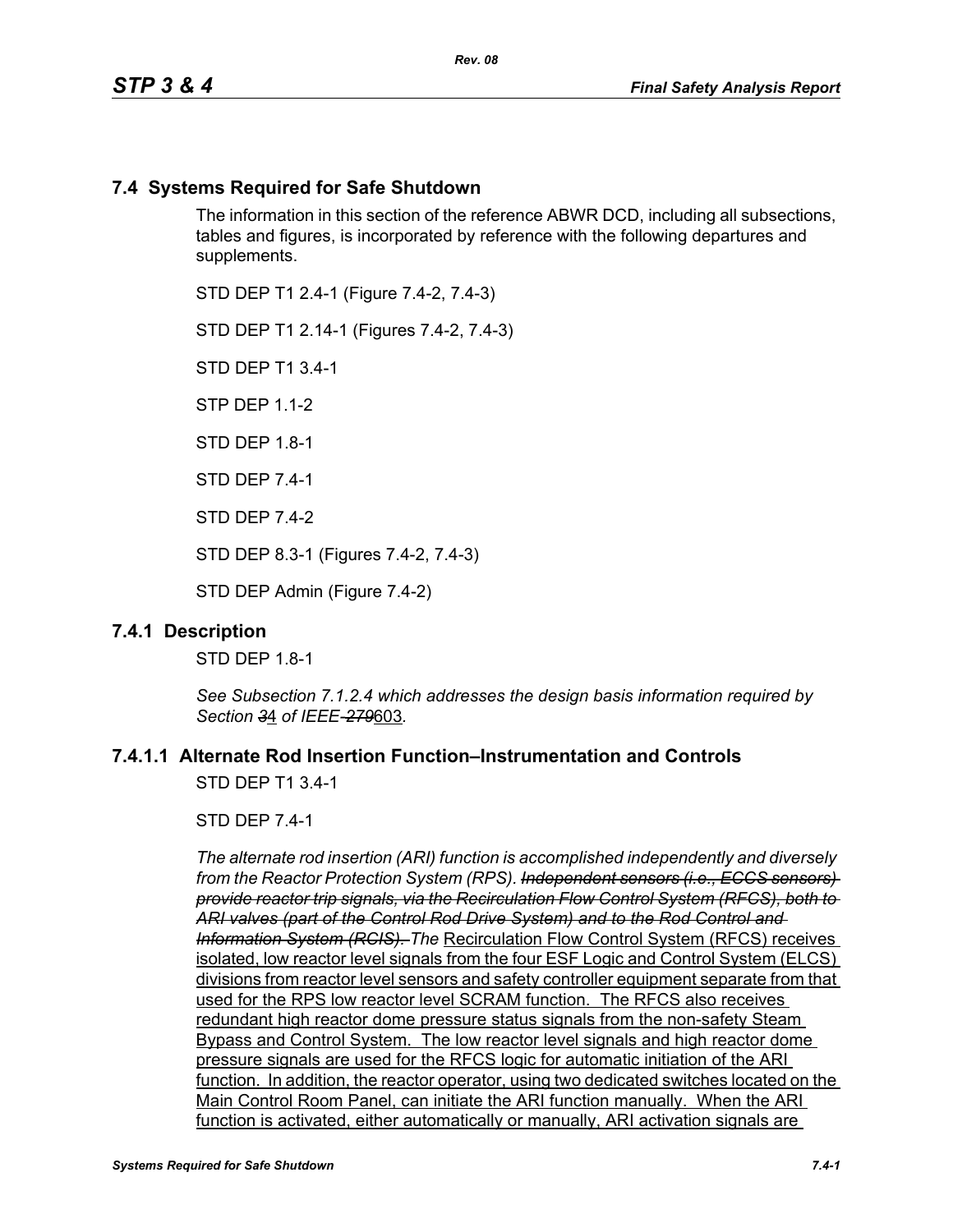## 7.4 Systems Required for Safe Shutdown

The information in this section of the reference ABWR DCD, including all subsections, tables and figures, is incorporated by reference with the following departures and supplements.

STD DEP T1 2.4-1 (Figure 7.4-2, 7.4-3)

STD DEP T1 2.14-1 (Figures 7.4-2, 7.4-3)

STD DEP T1 3.4-1

STP DEP 1.1-2

STD DEP 1.8-1

STD DEP 7.4-1

STD DEP 7.4-2

STD DEP 8.3-1 (Figures 7.4-2, 7.4-3)

STD DEP Admin (Figure 7.4-2)

### 7.4.1 Description

STD DEP 1.8-1

*See Subsection 7.1.2.4 which addresses the design basis information required by Section* ~~*3*~~<u>4</u> *of IEEE* ~~*-279*~~<u>603</u>*.*

#### 7.4.1.1 Alternate Rod Insertion Function–Instrumentation and Controls

STD DEP T1 3.4-1

STD DEP 7.4-1

*The alternate rod insertion (ARI) function is accomplished independently and diversely from the Reactor Protection System (RPS).* ~~*Independent sensors (i.e., ECCS sensors) provide reactor trip signals, via the Recirculation Flow Control System (RFCS), both to ARI valves (part of the Control Rod Drive System) and to the Rod Control and Information System (RCIS).*~~ *The* <u>Recirculation Flow Control System (RFCS) receives isolated, low reactor level signals from the four ESF Logic and Control System (ELCS) divisions from reactor level sensors and safety controller equipment separate from that used for the RPS low reactor level SCRAM function. The RFCS also receives redundant high reactor dome pressure status signals from the non-safety Steam Bypass and Control System. The low reactor level signals and high reactor dome pressure signals are used for the RFCS logic for automatic initiation of the ARI function. In addition, the reactor operator, using two dedicated switches located on the Main Control Room Panel, can initiate the ARI function manually. When the ARI function is activated, either automatically or manually, ARI activation signals are</u>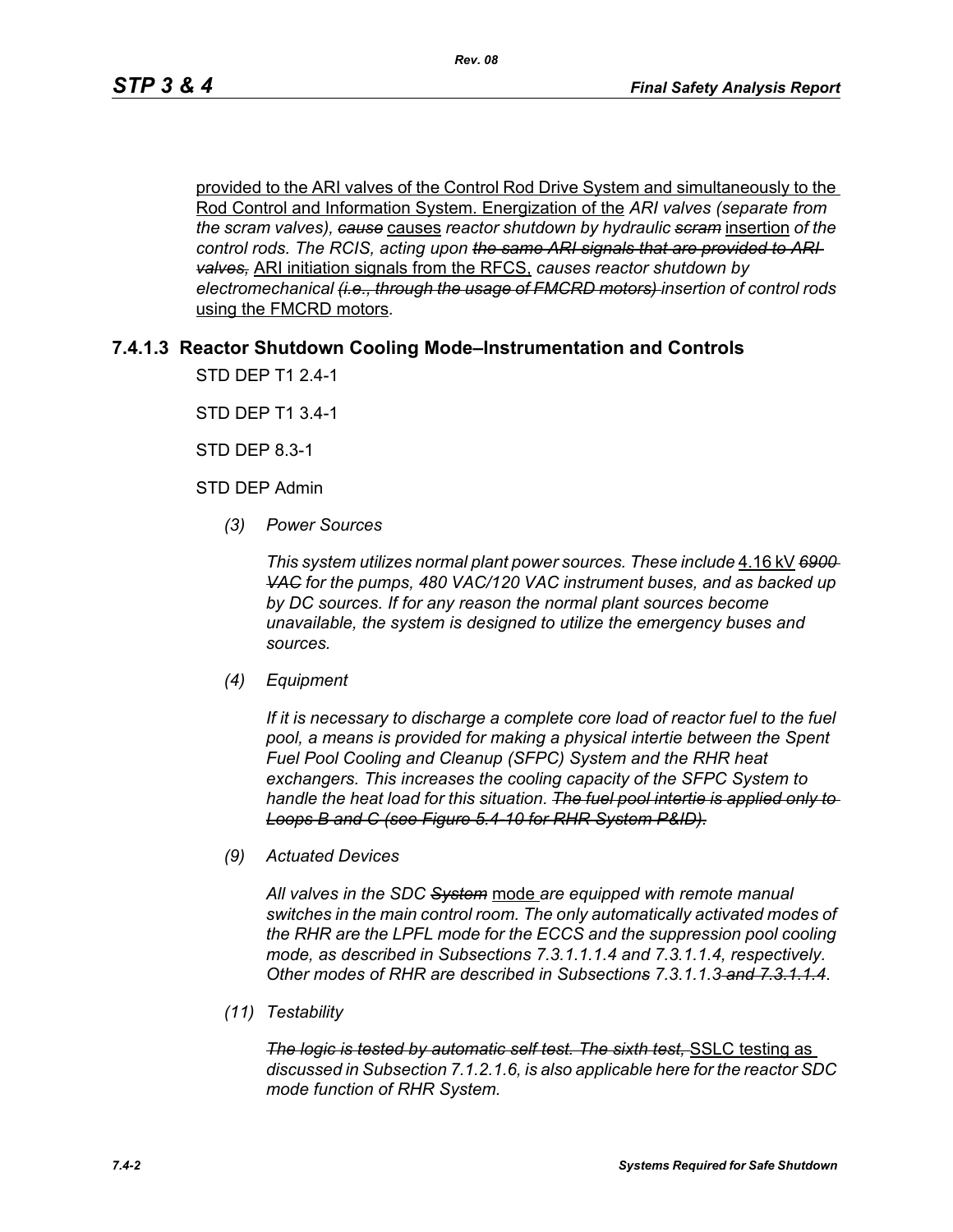provided to the ARI valves of the Control Rod Drive System and simultaneously to the Rod Control and Information System. Energization of the *ARI valves (separate from the scram valves), ~~cause~~* causes *reactor shutdown by hydraulic ~~scram~~* insertion *of the control rods. The RCIS, acting upon ~~the same ARI signals that are provided to ARI valves,~~* ARI initiation signals from the RFCS, *causes reactor shutdown by electromechanical ~~(i.e., through the usage of FMCRD motors)~~ insertion of control rods* using the FMCRD motors*.*

### 7.4.1.3 Reactor Shutdown Cooling Mode–Instrumentation and Controls

STD DEP T1 2.4-1

STD DEP T1 3.4-1

STD DEP 8.3-1

STD DEP Admin

*(3) Power Sources*

*This system utilizes normal plant power sources. These include* 4.16 kV *~~6900 VAC~~ for the pumps, 480 VAC/120 VAC instrument buses, and as backed up by DC sources. If for any reason the normal plant sources become unavailable, the system is designed to utilize the emergency buses and sources.*

*(4) Equipment*

*If it is necessary to discharge a complete core load of reactor fuel to the fuel pool, a means is provided for making a physical intertie between the Spent Fuel Pool Cooling and Cleanup (SFPC) System and the RHR heat exchangers. This increases the cooling capacity of the SFPC System to handle the heat load for this situation. ~~The fuel pool intertie is applied only to Loops B and C (see Figure 5.4-10 for RHR System P&ID).~~*

*(9) Actuated Devices*

*All valves in the SDC ~~System~~* mode *are equipped with remote manual switches in the main control room. The only automatically activated modes of the RHR are the LPFL mode for the ECCS and the suppression pool cooling mode, as described in Subsections 7.3.1.1.1.4 and 7.3.1.1.4, respectively. Other modes of RHR are described in Subsection~~s~~ 7.3.1.1.3 ~~and 7.3.1.1.4~~.*

*(11) Testability*

*~~The logic is tested by automatic self test. The sixth test,~~* SSLC testing as *discussed in Subsection 7.1.2.1.6, is also applicable here for the reactor SDC mode function of RHR System.*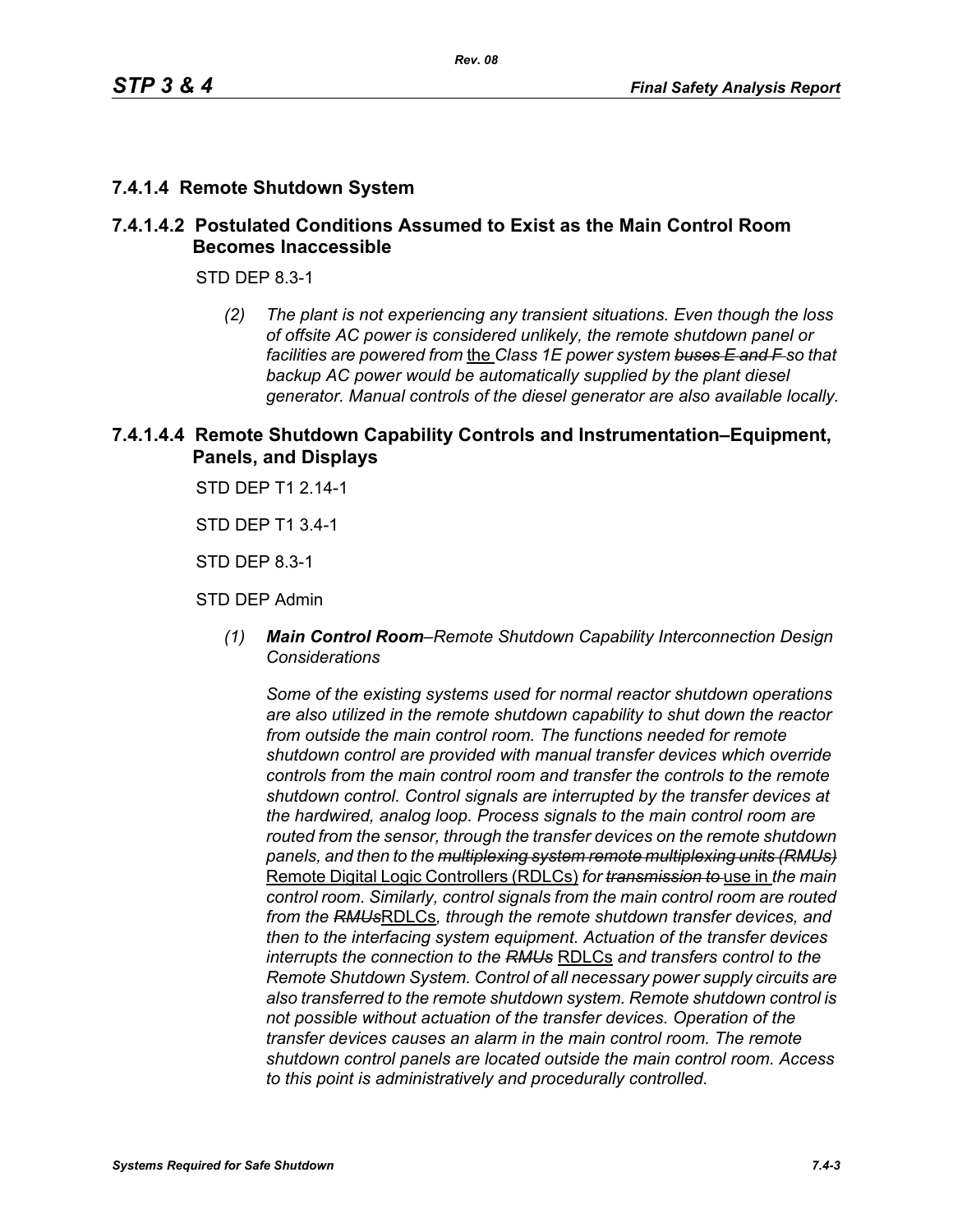## 7.4.1.4 Remote Shutdown System

### 7.4.1.4.2 Postulated Conditions Assumed to Exist as the Main Control Room Becomes Inaccessible

STD DEP 8.3-1

*(2) The plant is not experiencing any transient situations. Even though the loss of offsite AC power is considered unlikely, the remote shutdown panel or facilities are powered from* the *Class 1E power system* ~~*buses E and F*~~ *so that backup AC power would be automatically supplied by the plant diesel generator. Manual controls of the diesel generator are also available locally.*

### 7.4.1.4.4 Remote Shutdown Capability Controls and Instrumentation–Equipment, Panels, and Displays

STD DEP T1 2.14-1

STD DEP T1 3.4-1

STD DEP 8.3-1

STD DEP Admin

*(1)* ***Main Control Room****–Remote Shutdown Capability Interconnection Design Considerations*

*Some of the existing systems used for normal reactor shutdown operations are also utilized in the remote shutdown capability to shut down the reactor from outside the main control room. The functions needed for remote shutdown control are provided with manual transfer devices which override controls from the main control room and transfer the controls to the remote shutdown control. Control signals are interrupted by the transfer devices at the hardwired, analog loop. Process signals to the main control room are routed from the sensor, through the transfer devices on the remote shutdown panels, and then to the* ~~*multiplexing system remote multiplexing units (RMUs)*~~ Remote Digital Logic Controllers (RDLCs) *for* ~~*transmission to*~~ use in *the main control room. Similarly, control signals from the main control room are routed from the* ~~*RMUs*~~RDLCs*, through the remote shutdown transfer devices, and then to the interfacing system equipment. Actuation of the transfer devices interrupts the connection to the* ~~*RMUs*~~ RDLCs *and transfers control to the Remote Shutdown System. Control of all necessary power supply circuits are also transferred to the remote shutdown system. Remote shutdown control is not possible without actuation of the transfer devices. Operation of the transfer devices causes an alarm in the main control room. The remote shutdown control panels are located outside the main control room. Access to this point is administratively and procedurally controlled.*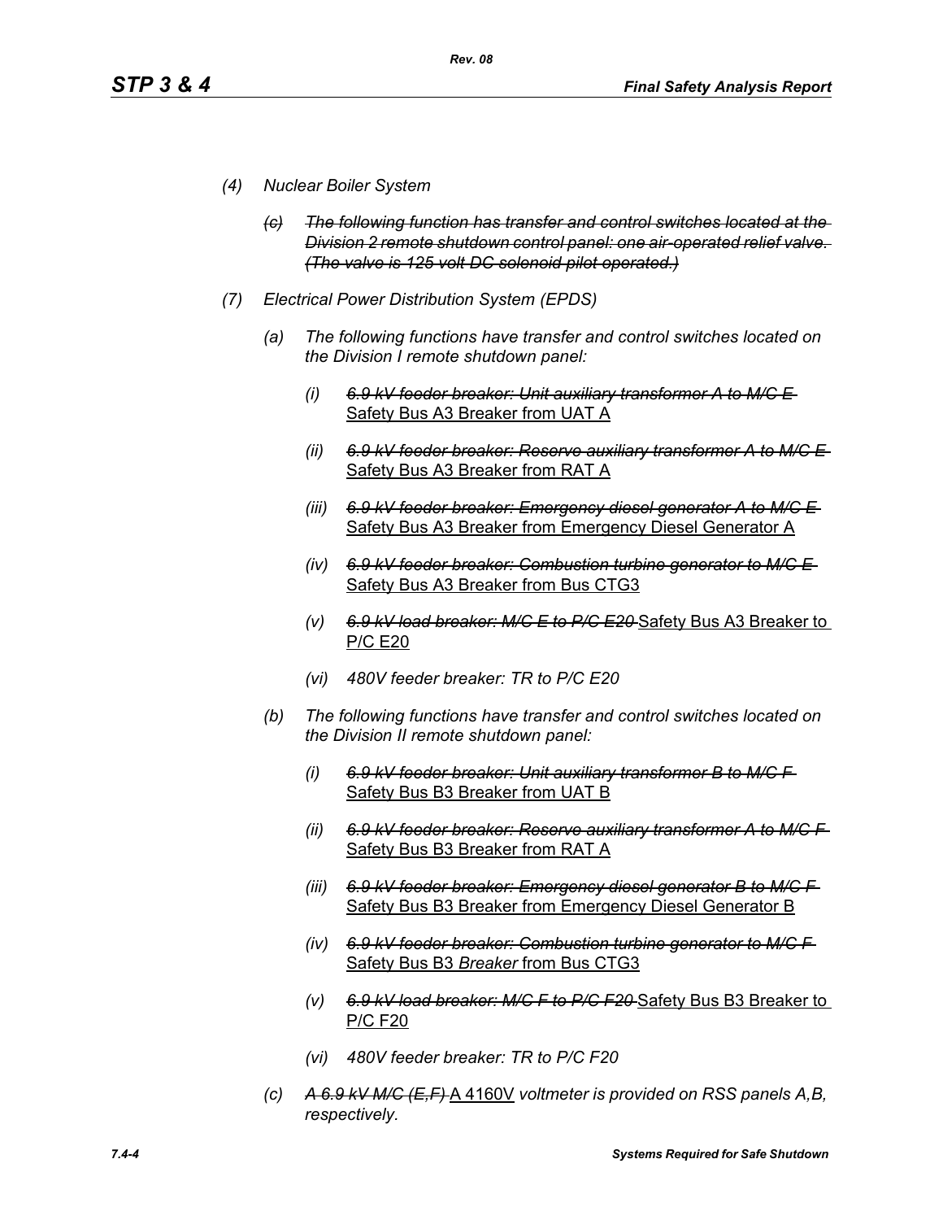*(4) Nuclear Boiler System*

*~~(c) The following function has transfer and control switches located at the Division 2 remote shutdown control panel: one air-operated relief valve. (The valve is 125 volt DC solenoid pilot operated.)~~*

*(7) Electrical Power Distribution System (EPDS)*

*(a) The following functions have transfer and control switches located on the Division I remote shutdown panel:*

*(i)* *~~6.9 kV feeder breaker: Unit auxiliary transformer A to M/C E~~* <u>Safety Bus A3 Breaker from UAT A</u>

*(ii)* *~~6.9 kV feeder breaker: Reserve auxiliary transformer A to M/C E~~* <u>Safety Bus A3 Breaker from RAT A</u>

*(iii)* *~~6.9 kV feeder breaker: Emergency diesel generator A to M/C E~~* <u>Safety Bus A3 Breaker from Emergency Diesel Generator A</u>

*(iv)* *~~6.9 kV feeder breaker: Combustion turbine generator to M/C E~~* <u>Safety Bus A3 Breaker from Bus CTG3</u>

*(v)* *~~6.9 kV load breaker: M/C E to P/C E20~~* <u>Safety Bus A3 Breaker to P/C E20</u>

*(vi) 480V feeder breaker: TR to P/C E20*

*(b) The following functions have transfer and control switches located on the Division II remote shutdown panel:*

*(i)* *~~6.9 kV feeder breaker: Unit auxiliary transformer B to M/C F~~* <u>Safety Bus B3 Breaker from UAT B</u>

*(ii)* *~~6.9 kV feeder breaker: Reserve auxiliary transformer A to M/C F~~* <u>Safety Bus B3 Breaker from RAT A</u>

*(iii)* *~~6.9 kV feeder breaker: Emergency diesel generator B to M/C F~~* <u>Safety Bus B3 Breaker from Emergency Diesel Generator B</u>

*(iv)* *~~6.9 kV feeder breaker: Combustion turbine generator to M/C F~~* <u>Safety Bus B3 *Breaker* from Bus CTG3</u>

*(v)* *~~6.9 kV load breaker: M/C F to P/C F20~~* <u>Safety Bus B3 Breaker to P/C F20</u>

*(vi) 480V feeder breaker: TR to P/C F20*

*(c)* *~~A 6.9 kV M/C (E,F)~~* <u>A 4160V</u> *voltmeter is provided on RSS panels A,B, respectively.*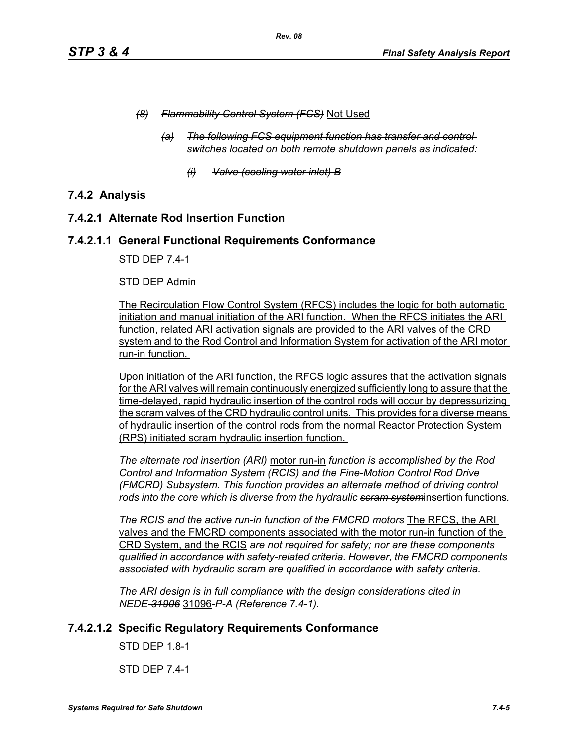*~~(8) Flammability Control System (FCS)~~* Not Used

*~~(a) The following FCS equipment function has transfer and control switches located on both remote shutdown panels as indicated:~~*

*~~(i) Valve (cooling water inlet) B~~*

## 7.4.2 Analysis

### 7.4.2.1 Alternate Rod Insertion Function

#### 7.4.2.1.1 General Functional Requirements Conformance

STD DEP 7.4-1

STD DEP Admin

<u>The Recirculation Flow Control System (RFCS) includes the logic for both automatic initiation and manual initiation of the ARI function. When the RFCS initiates the ARI function, related ARI activation signals are provided to the ARI valves of the CRD system and to the Rod Control and Information System for activation of the ARI motor run-in function.</u>

<u>Upon initiation of the ARI function, the RFCS logic assures that the activation signals for the ARI valves will remain continuously energized sufficiently long to assure that the time-delayed, rapid hydraulic insertion of the control rods will occur by depressurizing the scram valves of the CRD hydraulic control units. This provides for a diverse means of hydraulic insertion of the control rods from the normal Reactor Protection System (RPS) initiated scram hydraulic insertion function.</u>

*The alternate rod insertion (ARI)* <u>motor run-in</u> *function is accomplished by the Rod Control and Information System (RCIS) and the Fine-Motion Control Rod Drive (FMCRD) Subsystem. This function provides an alternate method of driving control rods into the core which is diverse from the hydraulic ~~scram system~~*<u>insertion functions</u>*.*

*~~The RCIS and the active run-in function of the FMCRD motors~~* <u>The RFCS, the ARI valves and the FMCRD components associated with the motor run-in function of the CRD System, and the RCIS</u> *are not required for safety; nor are these components qualified in accordance with safety-related criteria. However, the FMCRD components associated with hydraulic scram are qualified in accordance with safety criteria.*

*The ARI design is in full compliance with the design considerations cited in NEDE-~~31906~~* <u>31096</u>*-P-A (Reference 7.4-1).*

#### 7.4.2.1.2 Specific Regulatory Requirements Conformance

STD DEP 1.8-1

STD DEP 7.4-1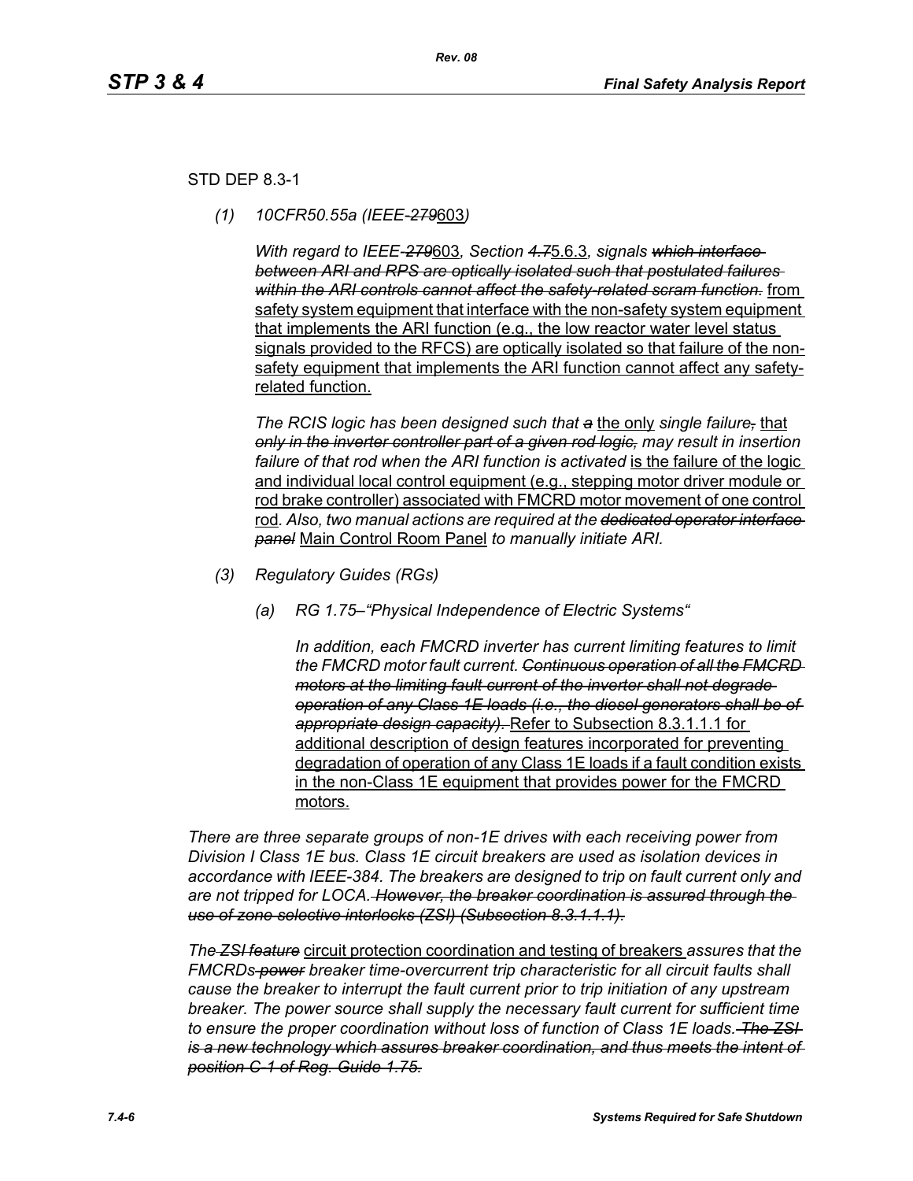STD DEP 8.3-1

*(1) 10CFR50.55a (IEEE-~~279~~603)*

*With regard to IEEE-~~279~~603, Section ~~4.7~~5.6.3, signals ~~which interface between ARI and RPS are optically isolated such that postulated failures within the ARI controls cannot affect the safety-related scram function.~~* from safety system equipment that interface with the non-safety system equipment that implements the ARI function (e.g., the low reactor water level status signals provided to the RFCS) are optically isolated so that failure of the non-safety equipment that implements the ARI function cannot affect any safety-related function.

*The RCIS logic has been designed such that ~~a~~* the only *single failure~~,~~* that *~~only in the inverter controller part of a given rod logic,~~ may result in insertion failure of that rod when the ARI function is activated* is the failure of the logic and individual local control equipment (e.g., stepping motor driver module or rod brake controller) associated with FMCRD motor movement of one control rod. *Also, two manual actions are required at the ~~dedicated operator interface panel~~* Main Control Room Panel *to manually initiate ARI.*

*(3) Regulatory Guides (RGs)*

*(a) RG 1.75–"Physical Independence of Electric Systems"*

*In addition, each FMCRD inverter has current limiting features to limit the FMCRD motor fault current. ~~Continuous operation of all the FMCRD motors at the limiting fault current of the inverter shall not degrade operation of any Class 1E loads (i.e., the diesel generators shall be of appropriate design capacity).~~* Refer to Subsection 8.3.1.1.1 for additional description of design features incorporated for preventing degradation of operation of any Class 1E loads if a fault condition exists in the non-Class 1E equipment that provides power for the FMCRD motors.

*There are three separate groups of non-1E drives with each receiving power from Division I Class 1E bus. Class 1E circuit breakers are used as isolation devices in accordance with IEEE-384. The breakers are designed to trip on fault current only and are not tripped for LOCA. ~~However, the breaker coordination is assured through the use of zone selective interlocks (ZSI) (Subsection 8.3.1.1.1).~~*

*The ~~ZSI feature~~* circuit protection coordination and testing of breakers *assures that the FMCRDs ~~power~~ breaker time-overcurrent trip characteristic for all circuit faults shall cause the breaker to interrupt the fault current prior to trip initiation of any upstream breaker. The power source shall supply the necessary fault current for sufficient time to ensure the proper coordination without loss of function of Class 1E loads. ~~The ZSI is a new technology which assures breaker coordination, and thus meets the intent of position C-1 of Reg. Guide 1.75.~~*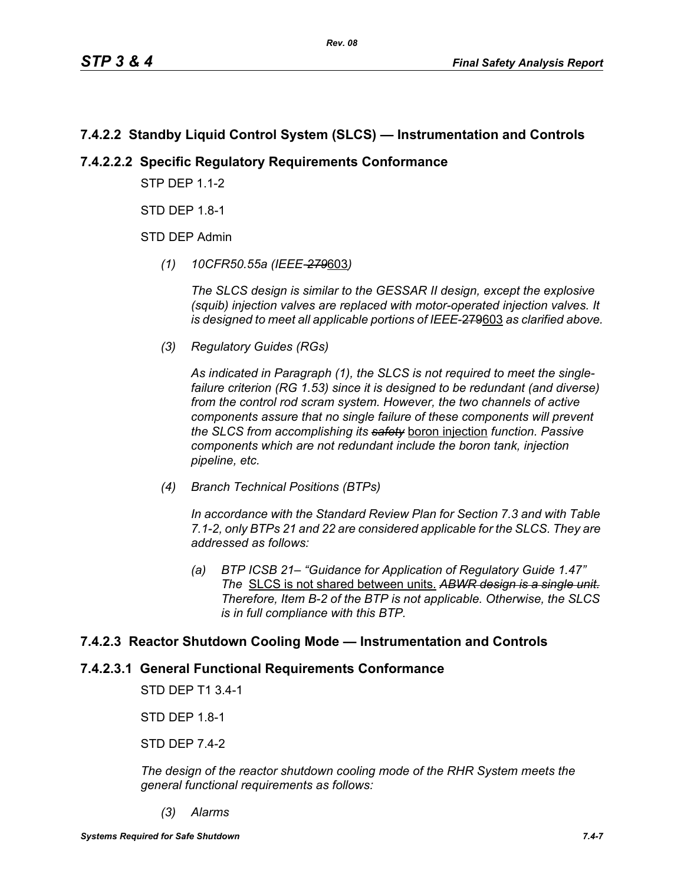## 7.4.2.2 Standby Liquid Control System (SLCS) — Instrumentation and Controls

### 7.4.2.2.2 Specific Regulatory Requirements Conformance

STP DEP 1.1-2

STD DEP 1.8-1

STD DEP Admin

*(1) 10CFR50.55a (IEEE-~~279~~603)*

*The SLCS design is similar to the GESSAR II design, except the explosive (squib) injection valves are replaced with motor-operated injection valves. It is designed to meet all applicable portions of IEEE-*~~279~~603 *as clarified above.*

*(3) Regulatory Guides (RGs)*

*As indicated in Paragraph (1), the SLCS is not required to meet the single-failure criterion (RG 1.53) since it is designed to be redundant (and diverse) from the control rod scram system. However, the two channels of active components assure that no single failure of these components will prevent the SLCS from accomplishing its ~~safety~~* boron injection *function. Passive components which are not redundant include the boron tank, injection pipeline, etc.*

*(4) Branch Technical Positions (BTPs)*

*In accordance with the Standard Review Plan for Section 7.3 and with Table 7.1-2, only BTPs 21 and 22 are considered applicable for the SLCS. They are addressed as follows:*

*(a) BTP ICSB 21– "Guidance for Application of Regulatory Guide 1.47" The* SLCS is not shared between units. *~~ABWR design is a single unit.~~ Therefore, Item B-2 of the BTP is not applicable. Otherwise, the SLCS is in full compliance with this BTP.*

## 7.4.2.3 Reactor Shutdown Cooling Mode — Instrumentation and Controls

### 7.4.2.3.1 General Functional Requirements Conformance

STD DEP T1 3.4-1

STD DEP 1.8-1

STD DEP 7.4-2

*The design of the reactor shutdown cooling mode of the RHR System meets the general functional requirements as follows:*

*(3) Alarms*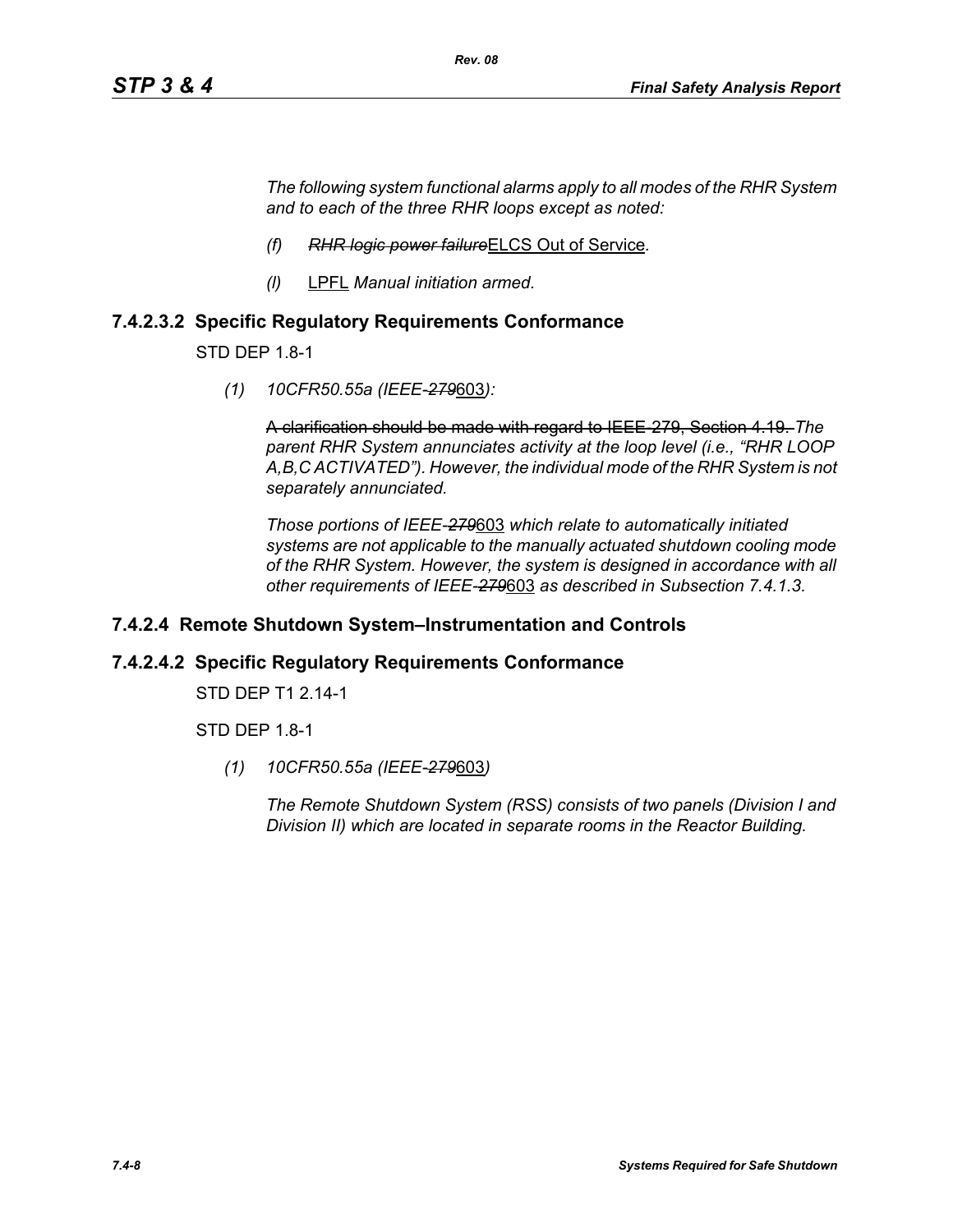*The following system functional alarms apply to all modes of the RHR System and to each of the three RHR loops except as noted:*

- *(f)* ~~*RHR logic power failure*~~ELCS Out of Service*.*
- *(l)* LPFL *Manual initiation armed.*

## 7.4.2.3.2 Specific Regulatory Requirements Conformance

STD DEP 1.8-1

*(1) 10CFR50.55a (IEEE-~~279~~603):*

~~A clarification should be made with regard to IEEE-279, Section 4.19.~~ *The parent RHR System annunciates activity at the loop level (i.e., "RHR LOOP A,B,C ACTIVATED"). However, the individual mode of the RHR System is not separately annunciated.*

*Those portions of IEEE-~~279~~*603 *which relate to automatically initiated systems are not applicable to the manually actuated shutdown cooling mode of the RHR System. However, the system is designed in accordance with all other requirements of IEEE-~~279~~*603 *as described in Subsection 7.4.1.3.*

## 7.4.2.4 Remote Shutdown System–Instrumentation and Controls

## 7.4.2.4.2 Specific Regulatory Requirements Conformance

STD DEP T1 2.14-1

STD DEP 1.8-1

*(1) 10CFR50.55a (IEEE-~~279~~603)*

*The Remote Shutdown System (RSS) consists of two panels (Division I and Division II) which are located in separate rooms in the Reactor Building.*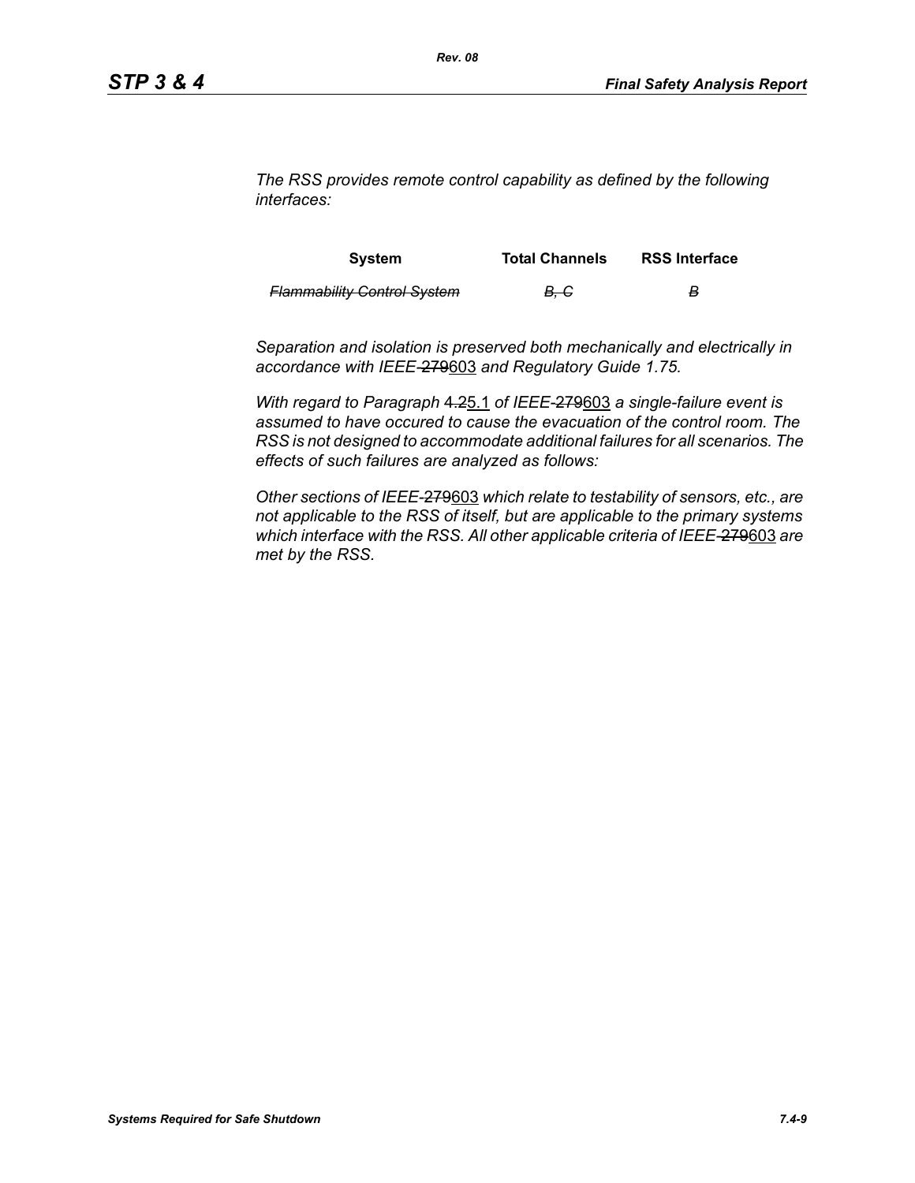*The RSS provides remote control capability as defined by the following interfaces:*

| System | Total Channels | RSS Interface |
|---|---|---|
| ~~*Flammability Control System*~~ | ~~*B, C*~~ | ~~*B*~~ |

*Separation and isolation is preserved both mechanically and electrically in accordance with IEEE-~~279~~603 and Regulatory Guide 1.75.*

*With regard to Paragraph ~~4.2~~5.1 of IEEE-~~279~~603 a single-failure event is assumed to have occured to cause the evacuation of the control room. The RSS is not designed to accommodate additional failures for all scenarios. The effects of such failures are analyzed as follows:*

*Other sections of IEEE-~~279~~603 which relate to testability of sensors, etc., are not applicable to the RSS of itself, but are applicable to the primary systems which interface with the RSS. All other applicable criteria of IEEE-~~279~~603 are met by the RSS.*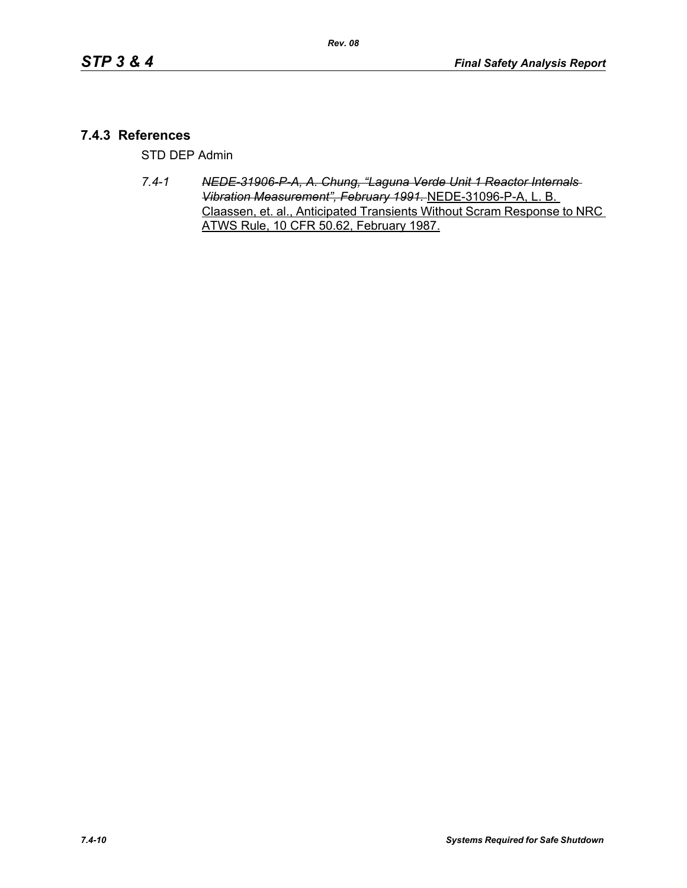### 7.4.3 References

STD DEP Admin

*7.4-1* ~~*NEDE-31906-P-A, A. Chung, "Laguna Verde Unit 1 Reactor Internals Vibration Measurement", February 1991.*~~ <u>NEDE-31096-P-A, L. B. Claassen, et. al., Anticipated Transients Without Scram Response to NRC ATWS Rule, 10 CFR 50.62, February 1987.</u>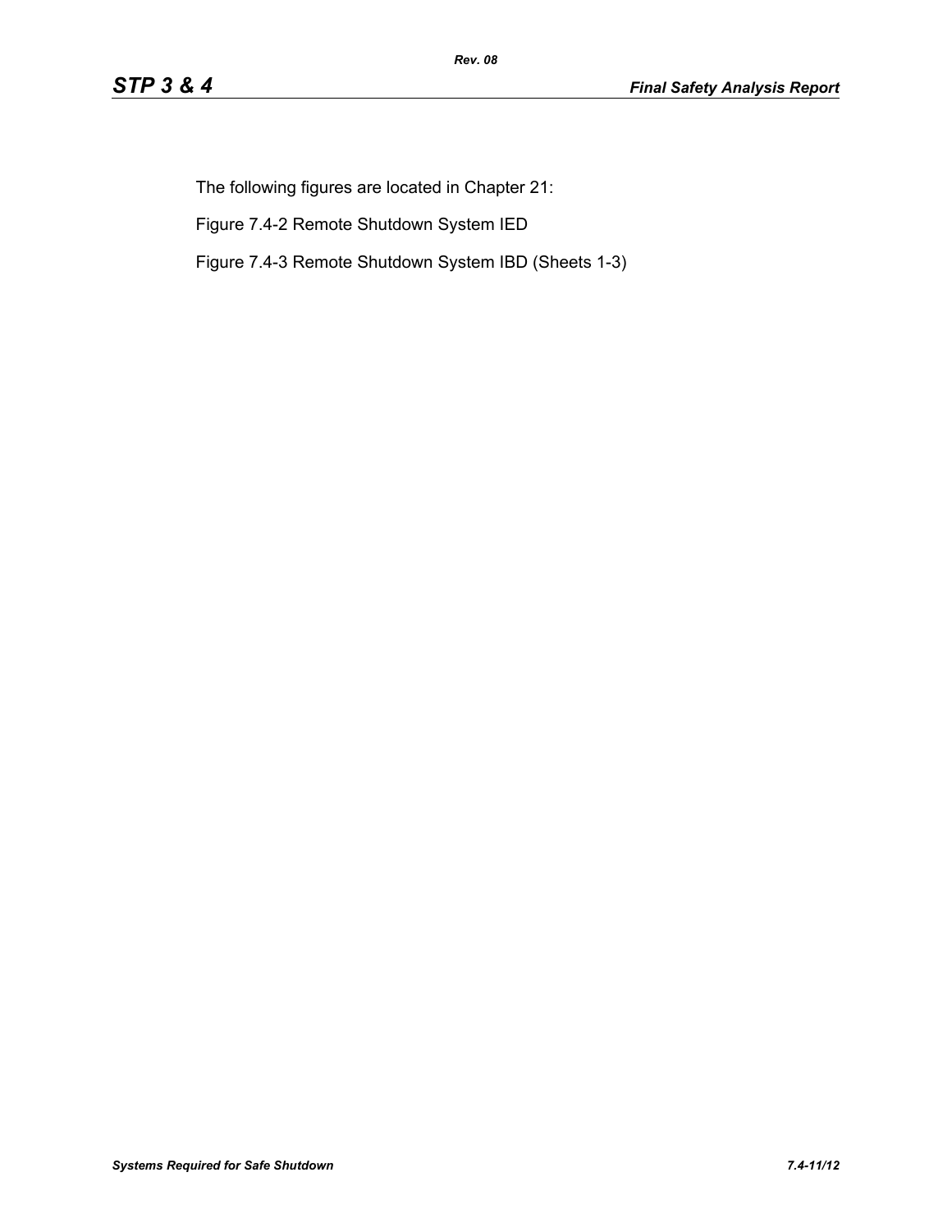The following figures are located in Chapter 21:

Figure 7.4-2 Remote Shutdown System IED

Figure 7.4-3 Remote Shutdown System IBD (Sheets 1-3)